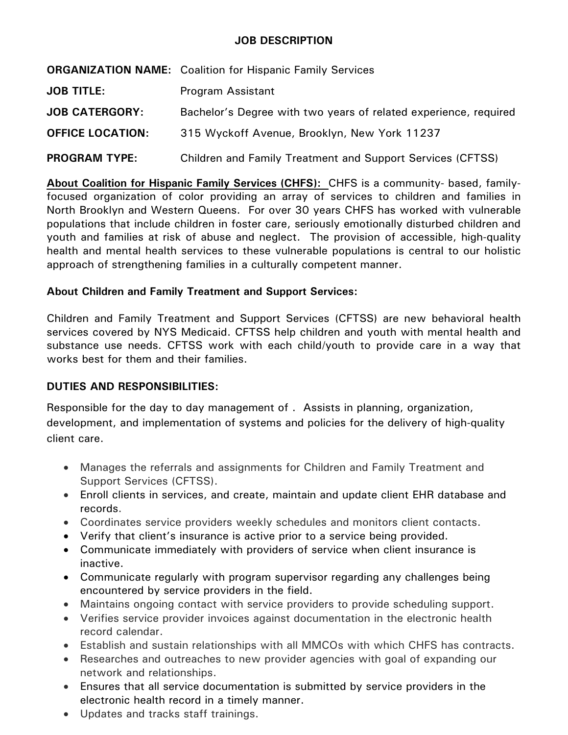# JOB DESCRIPTION

**ORGANIZATION NAME:** Coalition for Hispanic Family Services

**JOB TITLE:** Program Assistant

**JOB CATERGORY:** Bachelor's Degree with two years of related experience, required

**OFFICE LOCATION:** 315 Wyckoff Avenue, Brooklyn, New York 11237

**PROGRAM TYPE:** Children and Family Treatment and Support Services (CFTSS)

**About Coalition for Hispanic Family Services (CHFS):** CHFS is a community- based, family-focused organization of color providing an array of services to children and families in North Brooklyn and Western Queens. For over 30 years CHFS has worked with vulnerable populations that include children in foster care, seriously emotionally disturbed children and youth and families at risk of abuse and neglect. The provision of accessible, high-quality health and mental health services to these vulnerable populations is central to our holistic approach of strengthening families in a culturally competent manner.

**About Children and Family Treatment and Support Services:**

Children and Family Treatment and Support Services (CFTSS) are new behavioral health services covered by NYS Medicaid. CFTSS help children and youth with mental health and substance use needs. CFTSS work with each child/youth to provide care in a way that works best for them and their families.

**DUTIES AND RESPONSIBILITIES:**

Responsible for the day to day management of . Assists in planning, organization, development, and implementation of systems and policies for the delivery of high-quality client care.

- Manages the referrals and assignments for Children and Family Treatment and Support Services (CFTSS).
- Enroll clients in services, and create, maintain and update client EHR database and records.
- Coordinates service providers weekly schedules and monitors client contacts.
- Verify that client's insurance is active prior to a service being provided.
- Communicate immediately with providers of service when client insurance is inactive.
- Communicate regularly with program supervisor regarding any challenges being encountered by service providers in the field.
- Maintains ongoing contact with service providers to provide scheduling support.
- Verifies service provider invoices against documentation in the electronic health record calendar.
- Establish and sustain relationships with all MMCOs with which CHFS has contracts.
- Researches and outreaches to new provider agencies with goal of expanding our network and relationships.
- Ensures that all service documentation is submitted by service providers in the electronic health record in a timely manner.
- Updates and tracks staff trainings.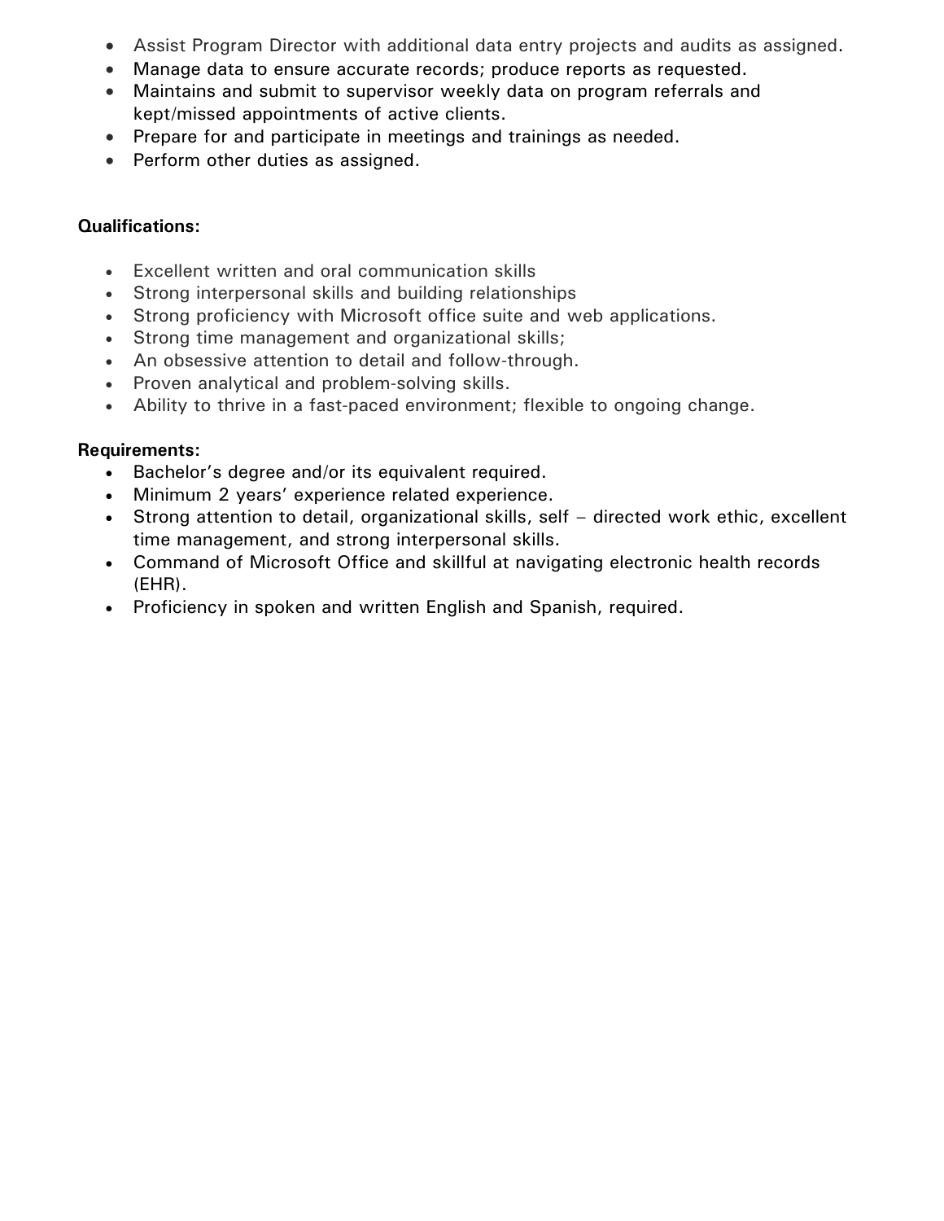- Assist Program Director with additional data entry projects and audits as assigned.
- Manage data to ensure accurate records; produce reports as requested.
- Maintains and submit to supervisor weekly data on program referrals and kept/missed appointments of active clients.
- Prepare for and participate in meetings and trainings as needed.
- Perform other duties as assigned.

**Qualifications:**

- Excellent written and oral communication skills
- Strong interpersonal skills and building relationships
- Strong proficiency with Microsoft office suite and web applications.
- Strong time management and organizational skills;
- An obsessive attention to detail and follow-through.
- Proven analytical and problem-solving skills.
- Ability to thrive in a fast-paced environment; flexible to ongoing change.

**Requirements:**

- Bachelor's degree and/or its equivalent required.
- Minimum 2 years' experience related experience.
- Strong attention to detail, organizational skills, self – directed work ethic, excellent time management, and strong interpersonal skills.
- Command of Microsoft Office and skillful at navigating electronic health records (EHR).
- Proficiency in spoken and written English and Spanish, required.